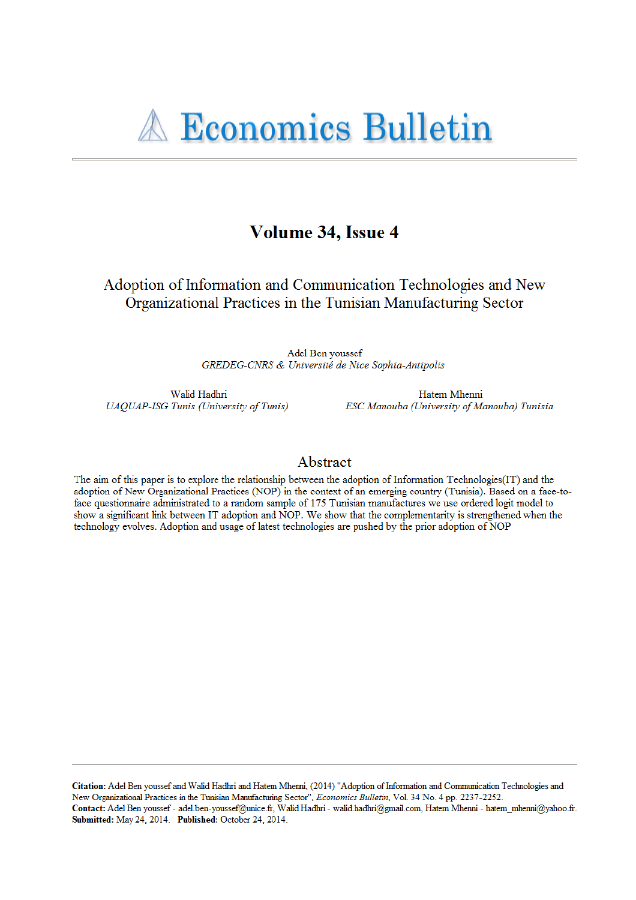# Economics Bulletin

## Volume 34, Issue 4

# Adoption of Information and Communication Technologies and New Organizational Practices in the Tunisian Manufacturing Sector

Adel Ben youssef
*GREDEG-CNRS & Université de Nice Sophia-Antipolis*

Walid Hadhri
*UAQUAP-ISG Tunis (University of Tunis)*

Hatem Mhenni
*ESC Manouba (University of Manouba) Tunisia*

## Abstract

The aim of this paper is to explore the relationship between the adoption of Information Technologies(IT) and the adoption of New Organizational Practices (NOP) in the context of an emerging country (Tunisia). Based on a face-to-face questionnaire administrated to a random sample of 175 Tunisian manufactures we use ordered logit model to show a significant link between IT adoption and NOP. We show that the complementarity is strengthened when the technology evolves. Adoption and usage of latest technologies are pushed by the prior adoption of NOP

---

**Citation:** Adel Ben youssef and Walid Hadhri and Hatem Mhenni, (2014) "Adoption of Information and Communication Technologies and New Organizational Practices in the Tunisian Manufacturing Sector", *Economics Bulletin*, Vol. 34 No. 4 pp. 2237-2252.
**Contact:** Adel Ben youssef - adel.ben-youssef@unice.fr, Walid Hadhri - walid.hadhri@gmail.com, Hatem Mhenni - hatem_mhenni@yahoo.fr.
**Submitted:** May 24, 2014. **Published:** October 24, 2014.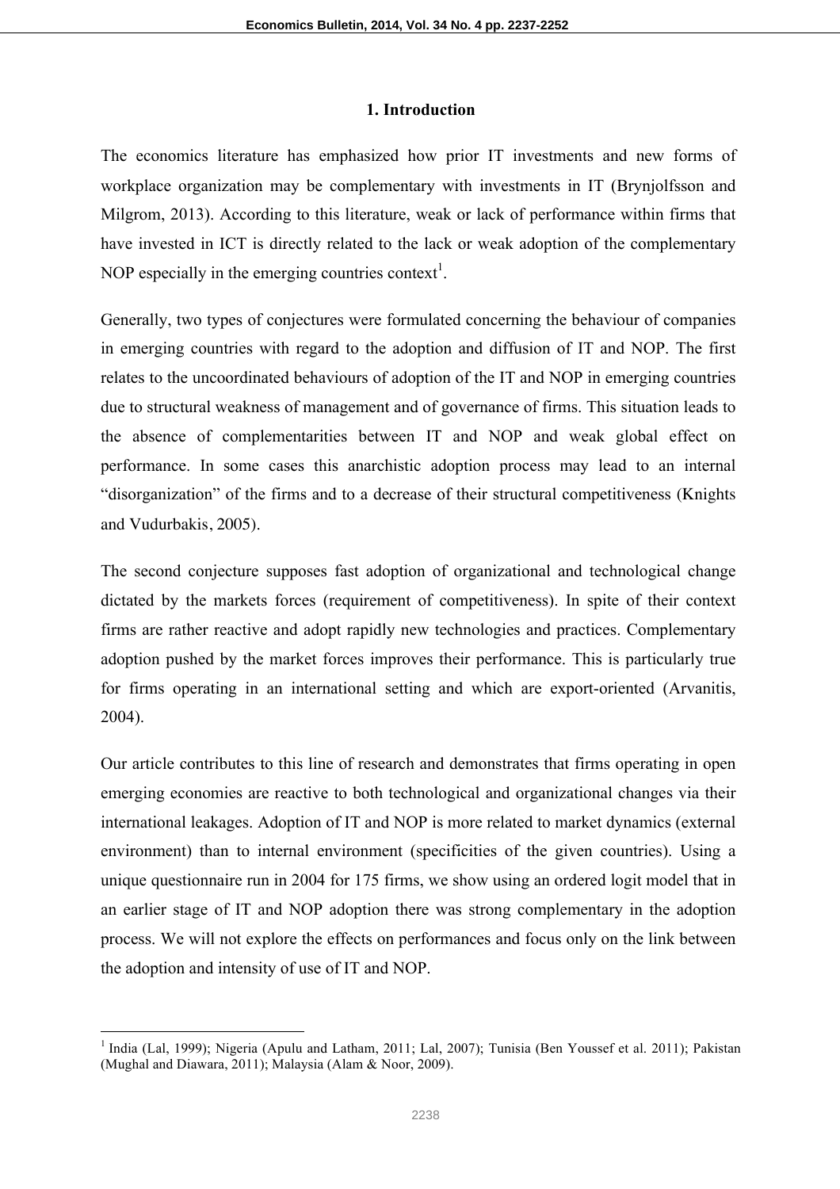## 1. Introduction

The economics literature has emphasized how prior IT investments and new forms of workplace organization may be complementary with investments in IT (Brynjolfsson and Milgrom, 2013). According to this literature, weak or lack of performance within firms that have invested in ICT is directly related to the lack or weak adoption of the complementary NOP especially in the emerging countries context[1].

Generally, two types of conjectures were formulated concerning the behaviour of companies in emerging countries with regard to the adoption and diffusion of IT and NOP. The first relates to the uncoordinated behaviours of adoption of the IT and NOP in emerging countries due to structural weakness of management and of governance of firms. This situation leads to the absence of complementarities between IT and NOP and weak global effect on performance. In some cases this anarchistic adoption process may lead to an internal "disorganization" of the firms and to a decrease of their structural competitiveness (Knights and Vudurbakis, 2005).

The second conjecture supposes fast adoption of organizational and technological change dictated by the markets forces (requirement of competitiveness). In spite of their context firms are rather reactive and adopt rapidly new technologies and practices. Complementary adoption pushed by the market forces improves their performance. This is particularly true for firms operating in an international setting and which are export-oriented (Arvanitis, 2004).

Our article contributes to this line of research and demonstrates that firms operating in open emerging economies are reactive to both technological and organizational changes via their international leakages. Adoption of IT and NOP is more related to market dynamics (external environment) than to internal environment (specificities of the given countries). Using a unique questionnaire run in 2004 for 175 firms, we show using an ordered logit model that in an earlier stage of IT and NOP adoption there was strong complementary in the adoption process. We will not explore the effects on performances and focus only on the link between the adoption and intensity of use of IT and NOP.

[1] India (Lal, 1999); Nigeria (Apulu and Latham, 2011; Lal, 2007); Tunisia (Ben Youssef et al. 2011); Pakistan (Mughal and Diawara, 2011); Malaysia (Alam & Noor, 2009).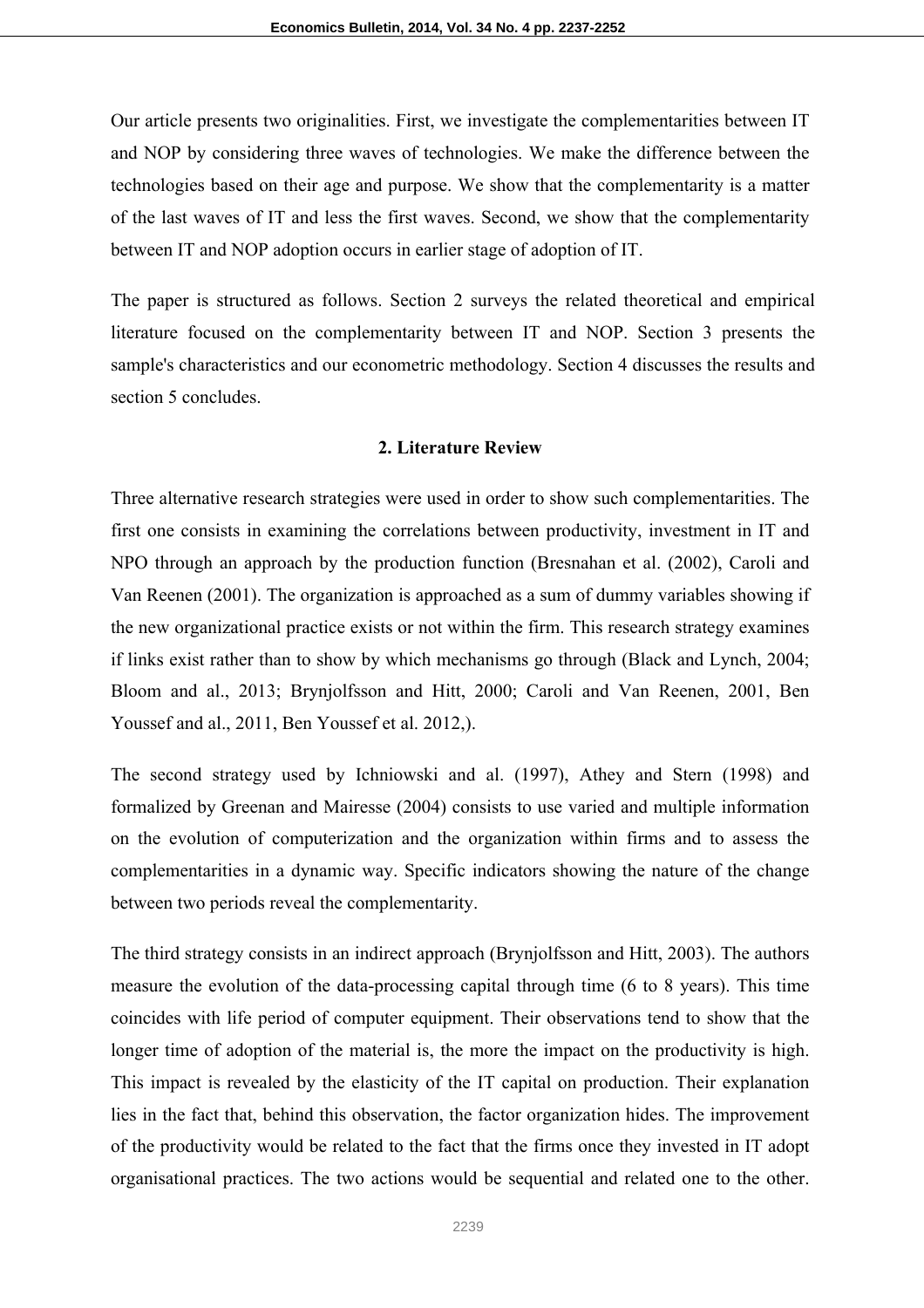Our article presents two originalities. First, we investigate the complementarities between IT and NOP by considering three waves of technologies. We make the difference between the technologies based on their age and purpose. We show that the complementarity is a matter of the last waves of IT and less the first waves. Second, we show that the complementarity between IT and NOP adoption occurs in earlier stage of adoption of IT.

The paper is structured as follows. Section 2 surveys the related theoretical and empirical literature focused on the complementarity between IT and NOP. Section 3 presents the sample's characteristics and our econometric methodology. Section 4 discusses the results and section 5 concludes.

## 2. Literature Review

Three alternative research strategies were used in order to show such complementarities. The first one consists in examining the correlations between productivity, investment in IT and NPO through an approach by the production function (Bresnahan et al. (2002), Caroli and Van Reenen (2001). The organization is approached as a sum of dummy variables showing if the new organizational practice exists or not within the firm. This research strategy examines if links exist rather than to show by which mechanisms go through (Black and Lynch, 2004; Bloom and al., 2013; Brynjolfsson and Hitt, 2000; Caroli and Van Reenen, 2001, Ben Youssef and al., 2011, Ben Youssef et al. 2012,).

The second strategy used by Ichniowski and al. (1997), Athey and Stern (1998) and formalized by Greenan and Mairesse (2004) consists to use varied and multiple information on the evolution of computerization and the organization within firms and to assess the complementarities in a dynamic way. Specific indicators showing the nature of the change between two periods reveal the complementarity.

The third strategy consists in an indirect approach (Brynjolfsson and Hitt, 2003). The authors measure the evolution of the data-processing capital through time (6 to 8 years). This time coincides with life period of computer equipment. Their observations tend to show that the longer time of adoption of the material is, the more the impact on the productivity is high. This impact is revealed by the elasticity of the IT capital on production. Their explanation lies in the fact that, behind this observation, the factor organization hides. The improvement of the productivity would be related to the fact that the firms once they invested in IT adopt organisational practices. The two actions would be sequential and related one to the other.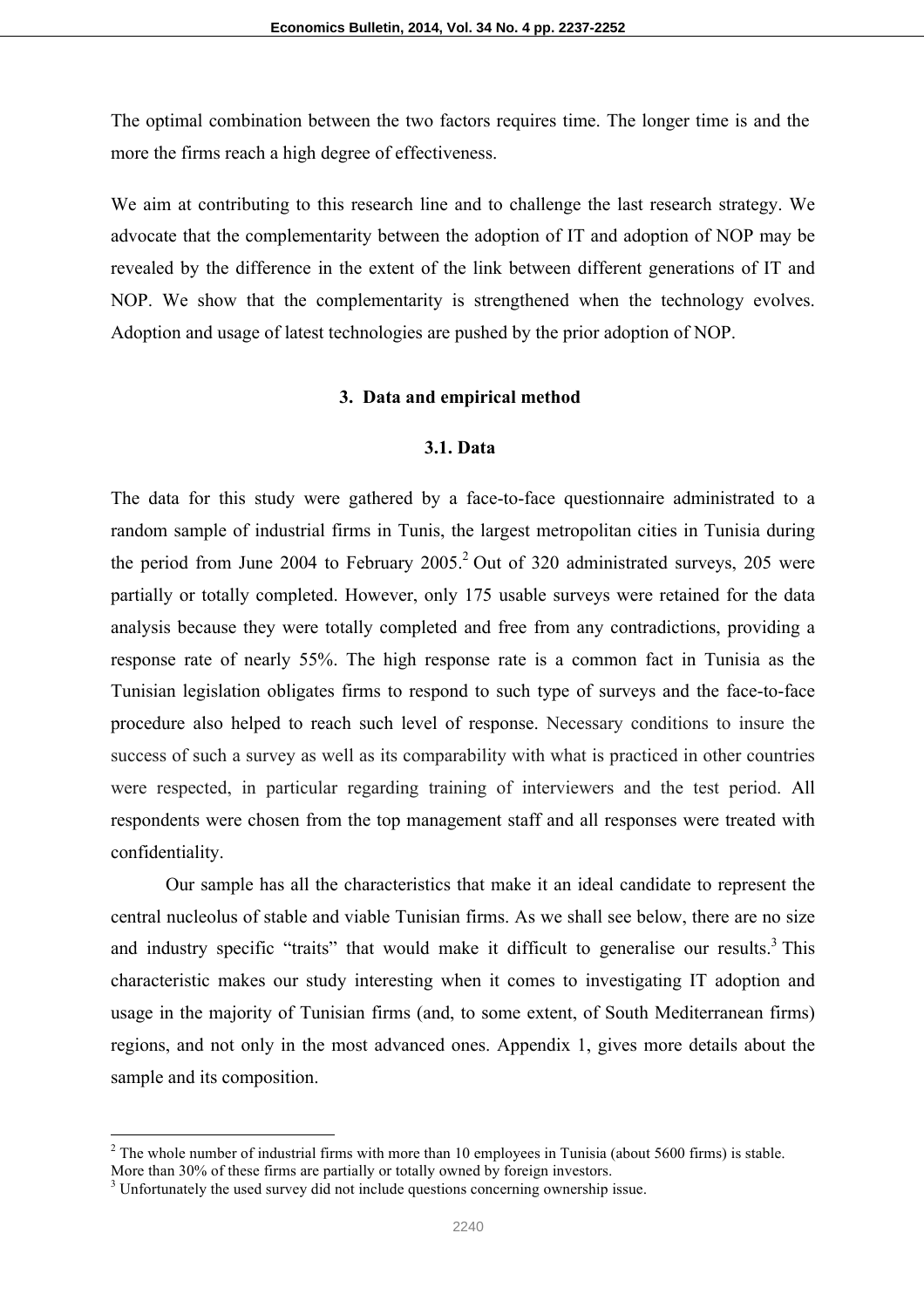The optimal combination between the two factors requires time. The longer time is and the more the firms reach a high degree of effectiveness.

We aim at contributing to this research line and to challenge the last research strategy. We advocate that the complementarity between the adoption of IT and adoption of NOP may be revealed by the difference in the extent of the link between different generations of IT and NOP. We show that the complementarity is strengthened when the technology evolves. Adoption and usage of latest technologies are pushed by the prior adoption of NOP.

## 3. Data and empirical method

### 3.1. Data

The data for this study were gathered by a face-to-face questionnaire administrated to a random sample of industrial firms in Tunis, the largest metropolitan cities in Tunisia during the period from June 2004 to February 2005.[2] Out of 320 administrated surveys, 205 were partially or totally completed. However, only 175 usable surveys were retained for the data analysis because they were totally completed and free from any contradictions, providing a response rate of nearly 55%. The high response rate is a common fact in Tunisia as the Tunisian legislation obligates firms to respond to such type of surveys and the face-to-face procedure also helped to reach such level of response. Necessary conditions to insure the success of such a survey as well as its comparability with what is practiced in other countries were respected, in particular regarding training of interviewers and the test period. All respondents were chosen from the top management staff and all responses were treated with confidentiality.

Our sample has all the characteristics that make it an ideal candidate to represent the central nucleolus of stable and viable Tunisian firms. As we shall see below, there are no size and industry specific "traits" that would make it difficult to generalise our results.[3] This characteristic makes our study interesting when it comes to investigating IT adoption and usage in the majority of Tunisian firms (and, to some extent, of South Mediterranean firms) regions, and not only in the most advanced ones. Appendix 1, gives more details about the sample and its composition.

---

[2] The whole number of industrial firms with more than 10 employees in Tunisia (about 5600 firms) is stable. More than 30% of these firms are partially or totally owned by foreign investors.

[3] Unfortunately the used survey did not include questions concerning ownership issue.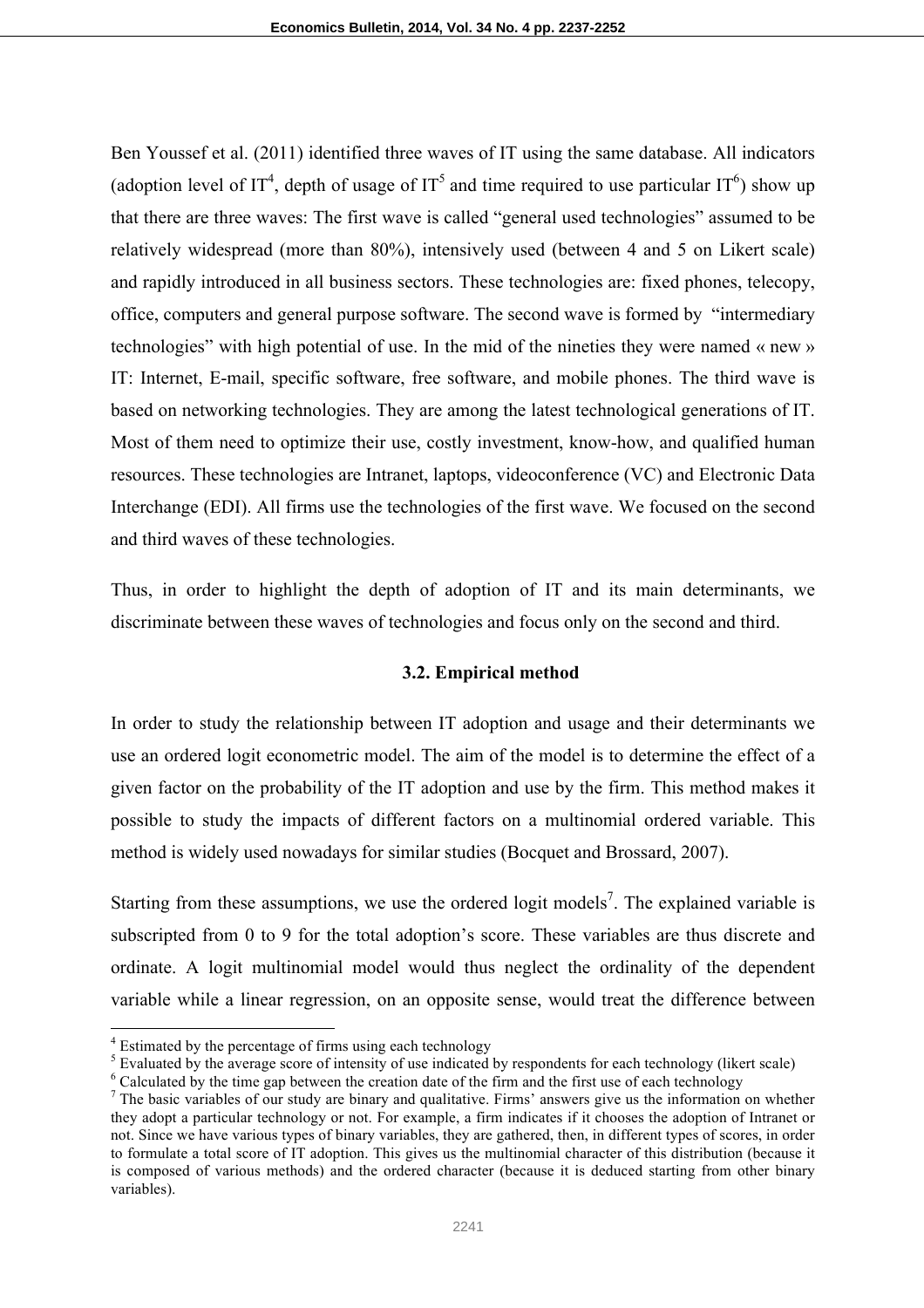Ben Youssef et al. (2011) identified three waves of IT using the same database. All indicators (adoption level of IT[4], depth of usage of IT[5] and time required to use particular IT[6]) show up that there are three waves: The first wave is called "general used technologies" assumed to be relatively widespread (more than 80%), intensively used (between 4 and 5 on Likert scale) and rapidly introduced in all business sectors. These technologies are: fixed phones, telecopy, office, computers and general purpose software. The second wave is formed by "intermediary technologies" with high potential of use. In the mid of the nineties they were named « new » IT: Internet, E-mail, specific software, free software, and mobile phones. The third wave is based on networking technologies. They are among the latest technological generations of IT. Most of them need to optimize their use, costly investment, know-how, and qualified human resources. These technologies are Intranet, laptops, videoconference (VC) and Electronic Data Interchange (EDI). All firms use the technologies of the first wave. We focused on the second and third waves of these technologies.

Thus, in order to highlight the depth of adoption of IT and its main determinants, we discriminate between these waves of technologies and focus only on the second and third.

### 3.2. Empirical method

In order to study the relationship between IT adoption and usage and their determinants we use an ordered logit econometric model. The aim of the model is to determine the effect of a given factor on the probability of the IT adoption and use by the firm. This method makes it possible to study the impacts of different factors on a multinomial ordered variable. This method is widely used nowadays for similar studies (Bocquet and Brossard, 2007).

Starting from these assumptions, we use the ordered logit models[7]. The explained variable is subscripted from 0 to 9 for the total adoption's score. These variables are thus discrete and ordinate. A logit multinomial model would thus neglect the ordinality of the dependent variable while a linear regression, on an opposite sense, would treat the difference between

---

[4] Estimated by the percentage of firms using each technology

[5] Evaluated by the average score of intensity of use indicated by respondents for each technology (likert scale)

[6] Calculated by the time gap between the creation date of the firm and the first use of each technology

[7] The basic variables of our study are binary and qualitative. Firms' answers give us the information on whether they adopt a particular technology or not. For example, a firm indicates if it chooses the adoption of Intranet or not. Since we have various types of binary variables, they are gathered, then, in different types of scores, in order to formulate a total score of IT adoption. This gives us the multinomial character of this distribution (because it is composed of various methods) and the ordered character (because it is deduced starting from other binary variables).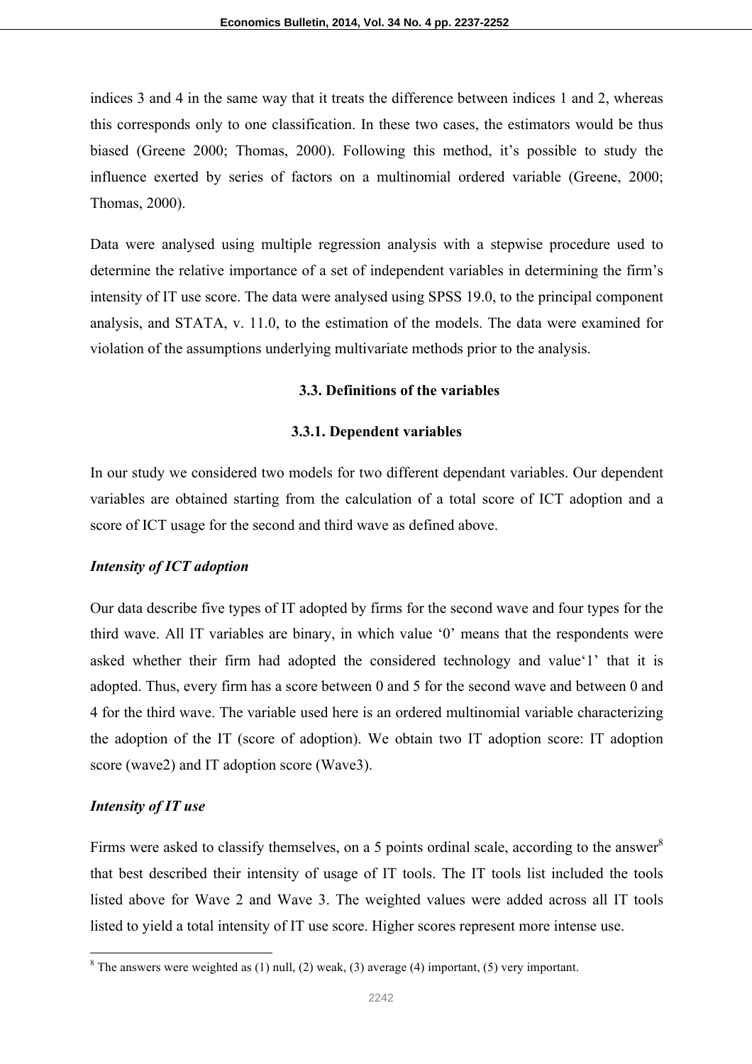indices 3 and 4 in the same way that it treats the difference between indices 1 and 2, whereas this corresponds only to one classification. In these two cases, the estimators would be thus biased (Greene 2000; Thomas, 2000). Following this method, it's possible to study the influence exerted by series of factors on a multinomial ordered variable (Greene, 2000; Thomas, 2000).

Data were analysed using multiple regression analysis with a stepwise procedure used to determine the relative importance of a set of independent variables in determining the firm's intensity of IT use score. The data were analysed using SPSS 19.0, to the principal component analysis, and STATA, v. 11.0, to the estimation of the models. The data were examined for violation of the assumptions underlying multivariate methods prior to the analysis.

### 3.3. Definitions of the variables

#### 3.3.1. Dependent variables

In our study we considered two models for two different dependant variables. Our dependent variables are obtained starting from the calculation of a total score of ICT adoption and a score of ICT usage for the second and third wave as defined above.

***Intensity of ICT adoption***

Our data describe five types of IT adopted by firms for the second wave and four types for the third wave. All IT variables are binary, in which value '0' means that the respondents were asked whether their firm had adopted the considered technology and value'1' that it is adopted. Thus, every firm has a score between 0 and 5 for the second wave and between 0 and 4 for the third wave. The variable used here is an ordered multinomial variable characterizing the adoption of the IT (score of adoption). We obtain two IT adoption score: IT adoption score (wave2) and IT adoption score (Wave3).

***Intensity of IT use***

Firms were asked to classify themselves, on a 5 points ordinal scale, according to the answer[8] that best described their intensity of usage of IT tools. The IT tools list included the tools listed above for Wave 2 and Wave 3. The weighted values were added across all IT tools listed to yield a total intensity of IT use score. Higher scores represent more intense use.

[8] The answers were weighted as (1) null, (2) weak, (3) average (4) important, (5) very important.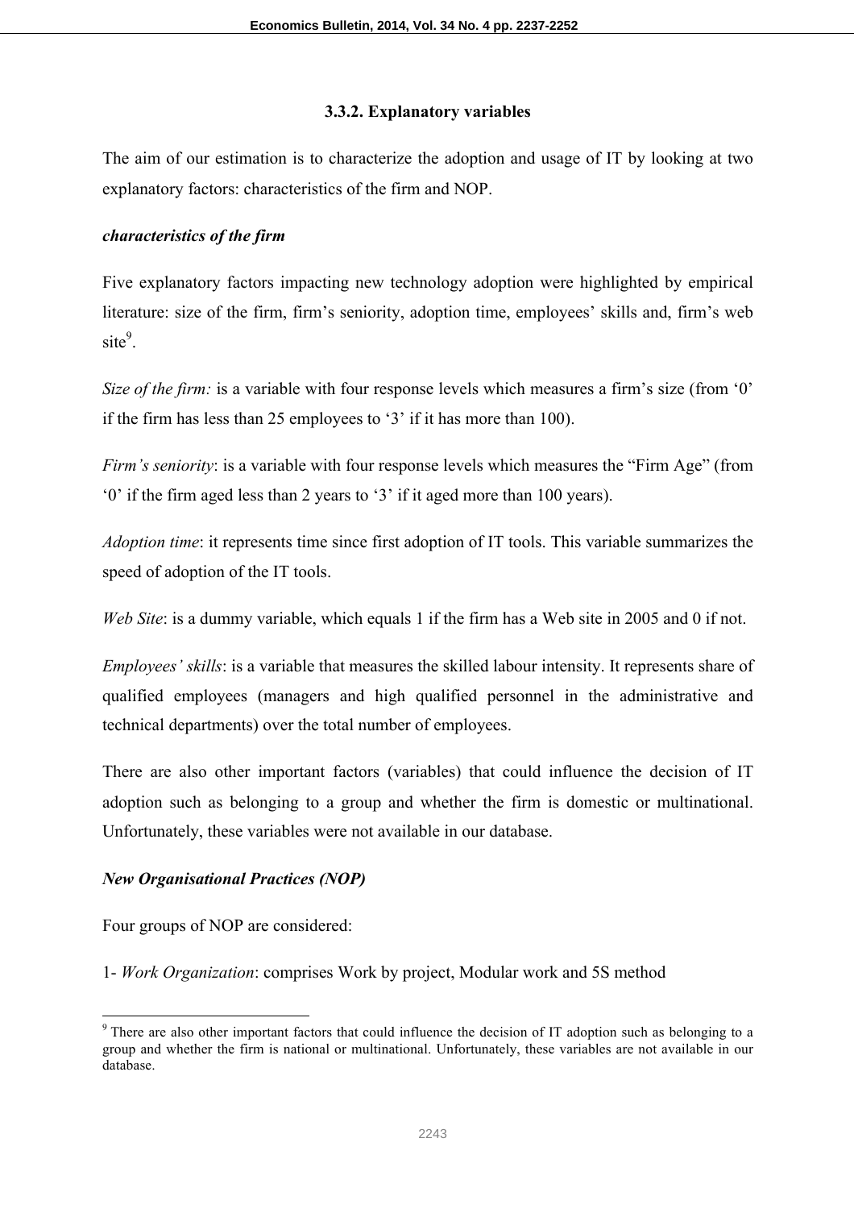### 3.3.2. Explanatory variables

The aim of our estimation is to characterize the adoption and usage of IT by looking at two explanatory factors: characteristics of the firm and NOP.

***characteristics of the firm***

Five explanatory factors impacting new technology adoption were highlighted by empirical literature: size of the firm, firm's seniority, adoption time, employees' skills and, firm's web site[9].

*Size of the firm:* is a variable with four response levels which measures a firm's size (from '0' if the firm has less than 25 employees to '3' if it has more than 100).

*Firm's seniority*: is a variable with four response levels which measures the "Firm Age" (from '0' if the firm aged less than 2 years to '3' if it aged more than 100 years).

*Adoption time*: it represents time since first adoption of IT tools. This variable summarizes the speed of adoption of the IT tools.

*Web Site*: is a dummy variable, which equals 1 if the firm has a Web site in 2005 and 0 if not.

*Employees' skills*: is a variable that measures the skilled labour intensity. It represents share of qualified employees (managers and high qualified personnel in the administrative and technical departments) over the total number of employees.

There are also other important factors (variables) that could influence the decision of IT adoption such as belonging to a group and whether the firm is domestic or multinational. Unfortunately, these variables were not available in our database.

***New Organisational Practices (NOP)***

Four groups of NOP are considered:

1- *Work Organization*: comprises Work by project, Modular work and 5S method

[9] There are also other important factors that could influence the decision of IT adoption such as belonging to a group and whether the firm is national or multinational. Unfortunately, these variables are not available in our database.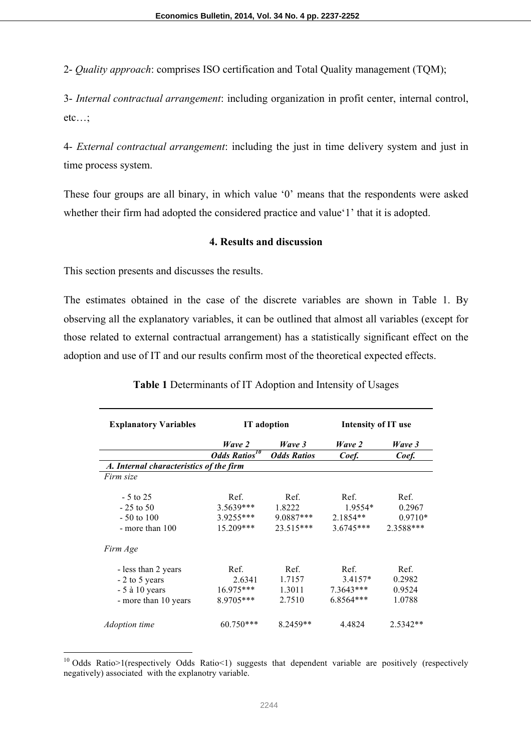2- *Quality approach*: comprises ISO certification and Total Quality management (TQM);

3- *Internal contractual arrangement*: including organization in profit center, internal control, etc…;

4- *External contractual arrangement*: including the just in time delivery system and just in time process system.

These four groups are all binary, in which value '0' means that the respondents were asked whether their firm had adopted the considered practice and value'1' that it is adopted.

## 4. Results and discussion

This section presents and discusses the results.

The estimates obtained in the case of the discrete variables are shown in Table 1. By observing all the explanatory variables, it can be outlined that almost all variables (except for those related to external contractual arrangement) has a statistically significant effect on the adoption and use of IT and our results confirm most of the theoretical expected effects.

**Table 1** Determinants of IT Adoption and Intensity of Usages

| Explanatory Variables | IT adoption | | Intensity of IT use | |
|---|---|---|---|---|
| | *Wave 2* | *Wave 3* | *Wave 2* | *Wave 3* |
| | ***Odds Ratios***[10] | ***Odds Ratios*** | ***Coef.*** | ***Coef.*** |
| ***A. Internal characteristics of the firm*** | | | | |
| *Firm size* | | | | |
| - 5 to 25 | Ref. | Ref. | Ref. | Ref. |
| - 25 to 50 | 3.5639*** | 1.8222 | 1.9554* | 0.2967 |
| - 50 to 100 | 3.9255*** | 9.0887*** | 2.1854** | 0.9710* |
| - more than 100 | 15.209*** | 23.515*** | 3.6745*** | 2.3588*** |
| *Firm Age* | | | | |
| - less than 2 years | Ref. | Ref. | Ref. | Ref. |
| - 2 to 5 years | 2.6341 | 1.7157 | 3.4157* | 0.2982 |
| - 5 à 10 years | 16.975*** | 1.3011 | 7.3643*** | 0.9524 |
| - more than 10 years | 8.9705*** | 2.7510 | 6.8564*** | 1.0788 |
| *Adoption time* | 60.750*** | 8.2459** | 4.4824 | 2.5342** |

[10] Odds Ratio>1(respectively Odds Ratio<1) suggests that dependent variable are positively (respectively negatively) associated with the explanotry variable.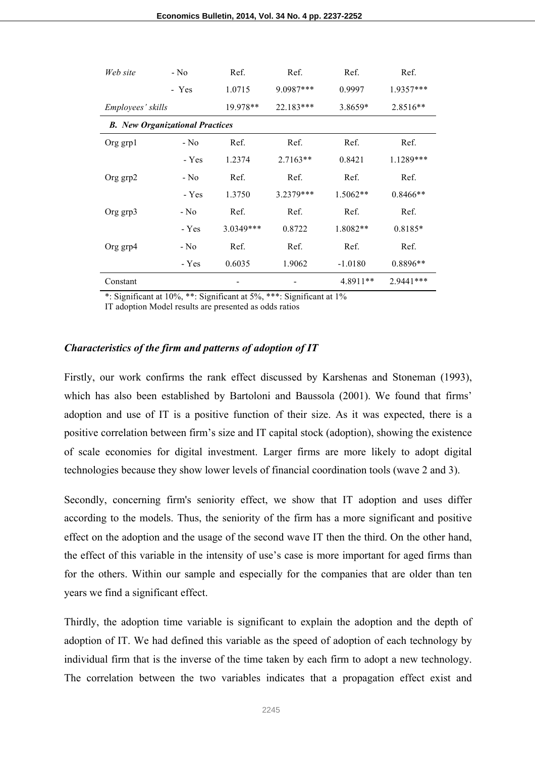| | | | | | |
|---|---|---|---|---|---|
| *Web site* | - No | Ref. | Ref. | Ref. | Ref. |
| | - Yes | 1.0715 | 9.0987*** | 0.9997 | 1.9357*** |
| *Employees' skills* | | 19.978** | 22.183*** | 3.8659* | 2.8516** |
| ***B. New Organizational Practices*** | | | | | |
| Org grp1 | - No | Ref. | Ref. | Ref. | Ref. |
| | - Yes | 1.2374 | 2.7163** | 0.8421 | 1.1289*** |
| Org grp2 | - No | Ref. | Ref. | Ref. | Ref. |
| | - Yes | 1.3750 | 3.2379*** | 1.5062** | 0.8466** |
| Org grp3 | - No | Ref. | Ref. | Ref. | Ref. |
| | - Yes | 3.0349*** | 0.8722 | 1.8082** | 0.8185* |
| Org grp4 | - No | Ref. | Ref. | Ref. | Ref. |
| | - Yes | 0.6035 | 1.9062 | -1.0180 | 0.8896** |
| Constant | | - | - | 4.8911** | 2.9441*** |

*: Significant at 10%, **: Significant at 5%, ***: Significant at 1%
IT adoption Model results are presented as odds ratios

### *Characteristics of the firm and patterns of adoption of IT*

Firstly, our work confirms the rank effect discussed by Karshenas and Stoneman (1993), which has also been established by Bartoloni and Baussola (2001). We found that firms' adoption and use of IT is a positive function of their size. As it was expected, there is a positive correlation between firm's size and IT capital stock (adoption), showing the existence of scale economies for digital investment. Larger firms are more likely to adopt digital technologies because they show lower levels of financial coordination tools (wave 2 and 3).

Secondly, concerning firm's seniority effect, we show that IT adoption and uses differ according to the models. Thus, the seniority of the firm has a more significant and positive effect on the adoption and the usage of the second wave IT then the third. On the other hand, the effect of this variable in the intensity of use's case is more important for aged firms than for the others. Within our sample and especially for the companies that are older than ten years we find a significant effect.

Thirdly, the adoption time variable is significant to explain the adoption and the depth of adoption of IT. We had defined this variable as the speed of adoption of each technology by individual firm that is the inverse of the time taken by each firm to adopt a new technology. The correlation between the two variables indicates that a propagation effect exist and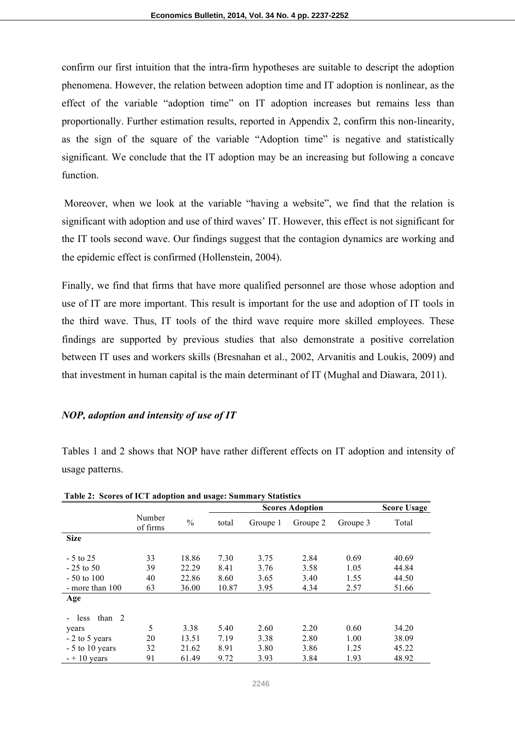confirm our first intuition that the intra-firm hypotheses are suitable to descript the adoption phenomena. However, the relation between adoption time and IT adoption is nonlinear, as the effect of the variable "adoption time" on IT adoption increases but remains less than proportionally. Further estimation results, reported in Appendix 2, confirm this non-linearity, as the sign of the square of the variable "Adoption time" is negative and statistically significant. We conclude that the IT adoption may be an increasing but following a concave function.

Moreover, when we look at the variable "having a website", we find that the relation is significant with adoption and use of third waves' IT. However, this effect is not significant for the IT tools second wave. Our findings suggest that the contagion dynamics are working and the epidemic effect is confirmed (Hollenstein, 2004).

Finally, we find that firms that have more qualified personnel are those whose adoption and use of IT are more important. This result is important for the use and adoption of IT tools in the third wave. Thus, IT tools of the third wave require more skilled employees. These findings are supported by previous studies that also demonstrate a positive correlation between IT uses and workers skills (Bresnahan et al., 2002, Arvanitis and Loukis, 2009) and that investment in human capital is the main determinant of IT (Mughal and Diawara, 2011).

### *NOP, adoption and intensity of use of IT*

Tables 1 and 2 shows that NOP have rather different effects on IT adoption and intensity of usage patterns.

**Table 2: Scores of ICT adoption and usage: Summary Statistics**

| | Number of firms | % | Scores Adoption | | | | Score Usage |
|---|---|---|---|---|---|---|---|
| | | | total | Groupe 1 | Groupe 2 | Groupe 3 | Total |
| **Size** | | | | | | | |
| - 5 to 25 | 33 | 18.86 | 7.30 | 3.75 | 2.84 | 0.69 | 40.69 |
| - 25 to 50 | 39 | 22.29 | 8.41 | 3.76 | 3.58 | 1.05 | 44.84 |
| - 50 to 100 | 40 | 22.86 | 8.60 | 3.65 | 3.40 | 1.55 | 44.50 |
| - more than 100 | 63 | 36.00 | 10.87 | 3.95 | 4.34 | 2.57 | 51.66 |
| **Age** | | | | | | | |
| - less than 2 years | 5 | 3.38 | 5.40 | 2.60 | 2.20 | 0.60 | 34.20 |
| - 2 to 5 years | 20 | 13.51 | 7.19 | 3.38 | 2.80 | 1.00 | 38.09 |
| - 5 to 10 years | 32 | 21.62 | 8.91 | 3.80 | 3.86 | 1.25 | 45.22 |
| - + 10 years | 91 | 61.49 | 9.72 | 3.93 | 3.84 | 1.93 | 48.92 |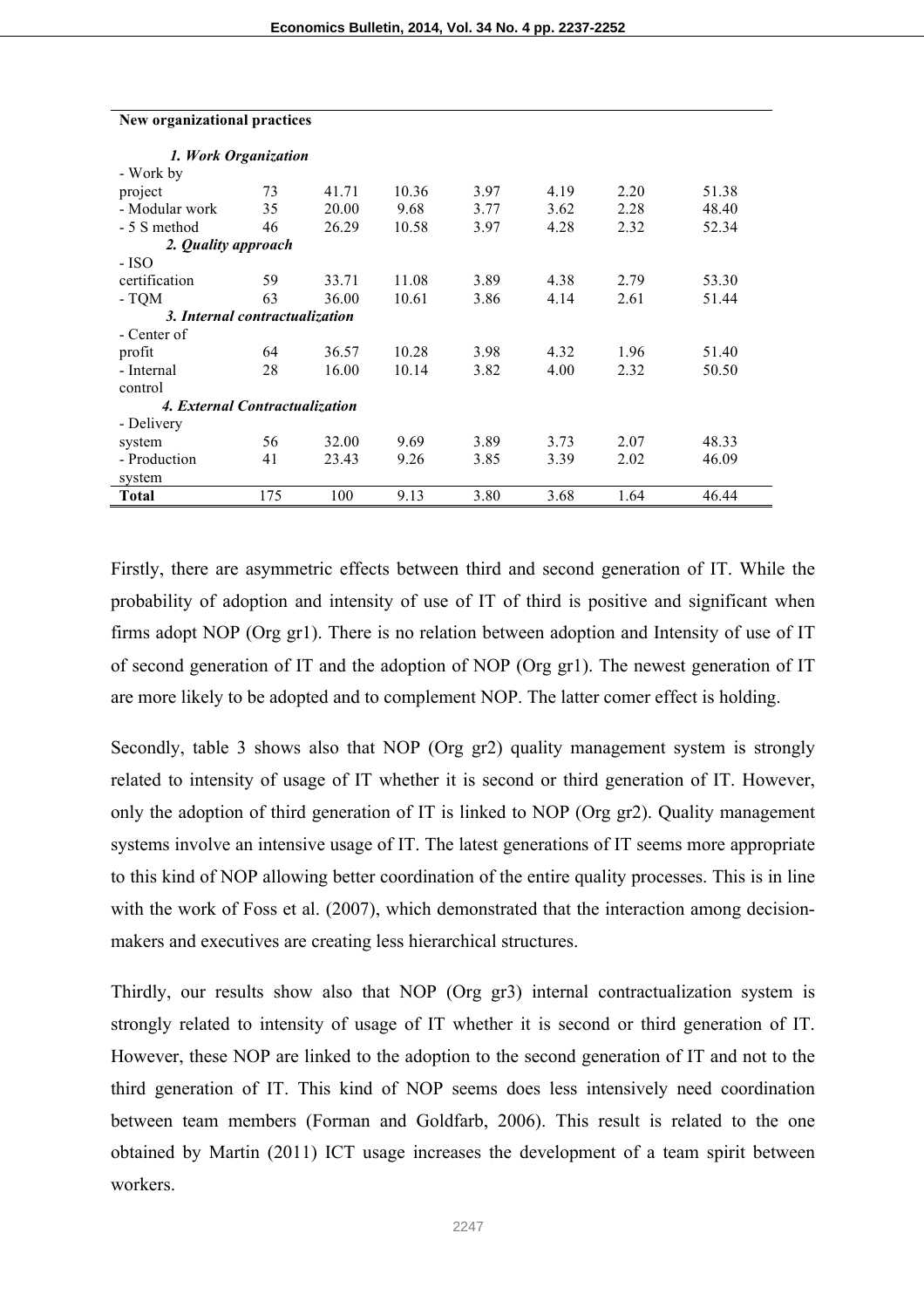| New organizational practices | | | | | | | |
|---|---|---|---|---|---|---|---|
| ***1. Work Organization*** | | | | | | | |
| - Work by project | 73 | 41.71 | 10.36 | 3.97 | 4.19 | 2.20 | 51.38 |
| - Modular work | 35 | 20.00 | 9.68 | 3.77 | 3.62 | 2.28 | 48.40 |
| - 5 S method | 46 | 26.29 | 10.58 | 3.97 | 4.28 | 2.32 | 52.34 |
| ***2. Quality approach*** | | | | | | | |
| - ISO certification | 59 | 33.71 | 11.08 | 3.89 | 4.38 | 2.79 | 53.30 |
| - TQM | 63 | 36.00 | 10.61 | 3.86 | 4.14 | 2.61 | 51.44 |
| ***3. Internal contractualization*** | | | | | | | |
| - Center of profit | 64 | 36.57 | 10.28 | 3.98 | 4.32 | 1.96 | 51.40 |
| - Internal control | 28 | 16.00 | 10.14 | 3.82 | 4.00 | 2.32 | 50.50 |
| ***4. External Contractualization*** | | | | | | | |
| - Delivery system | 56 | 32.00 | 9.69 | 3.89 | 3.73 | 2.07 | 48.33 |
| - Production system | 41 | 23.43 | 9.26 | 3.85 | 3.39 | 2.02 | 46.09 |
| **Total** | 175 | 100 | 9.13 | 3.80 | 3.68 | 1.64 | 46.44 |

Firstly, there are asymmetric effects between third and second generation of IT. While the probability of adoption and intensity of use of IT of third is positive and significant when firms adopt NOP (Org gr1). There is no relation between adoption and Intensity of use of IT of second generation of IT and the adoption of NOP (Org gr1). The newest generation of IT are more likely to be adopted and to complement NOP. The latter comer effect is holding.

Secondly, table 3 shows also that NOP (Org gr2) quality management system is strongly related to intensity of usage of IT whether it is second or third generation of IT. However, only the adoption of third generation of IT is linked to NOP (Org gr2). Quality management systems involve an intensive usage of IT. The latest generations of IT seems more appropriate to this kind of NOP allowing better coordination of the entire quality processes. This is in line with the work of Foss et al. (2007), which demonstrated that the interaction among decision-makers and executives are creating less hierarchical structures.

Thirdly, our results show also that NOP (Org gr3) internal contractualization system is strongly related to intensity of usage of IT whether it is second or third generation of IT. However, these NOP are linked to the adoption to the second generation of IT and not to the third generation of IT. This kind of NOP seems does less intensively need coordination between team members (Forman and Goldfarb, 2006). This result is related to the one obtained by Martin (2011) ICT usage increases the development of a team spirit between workers.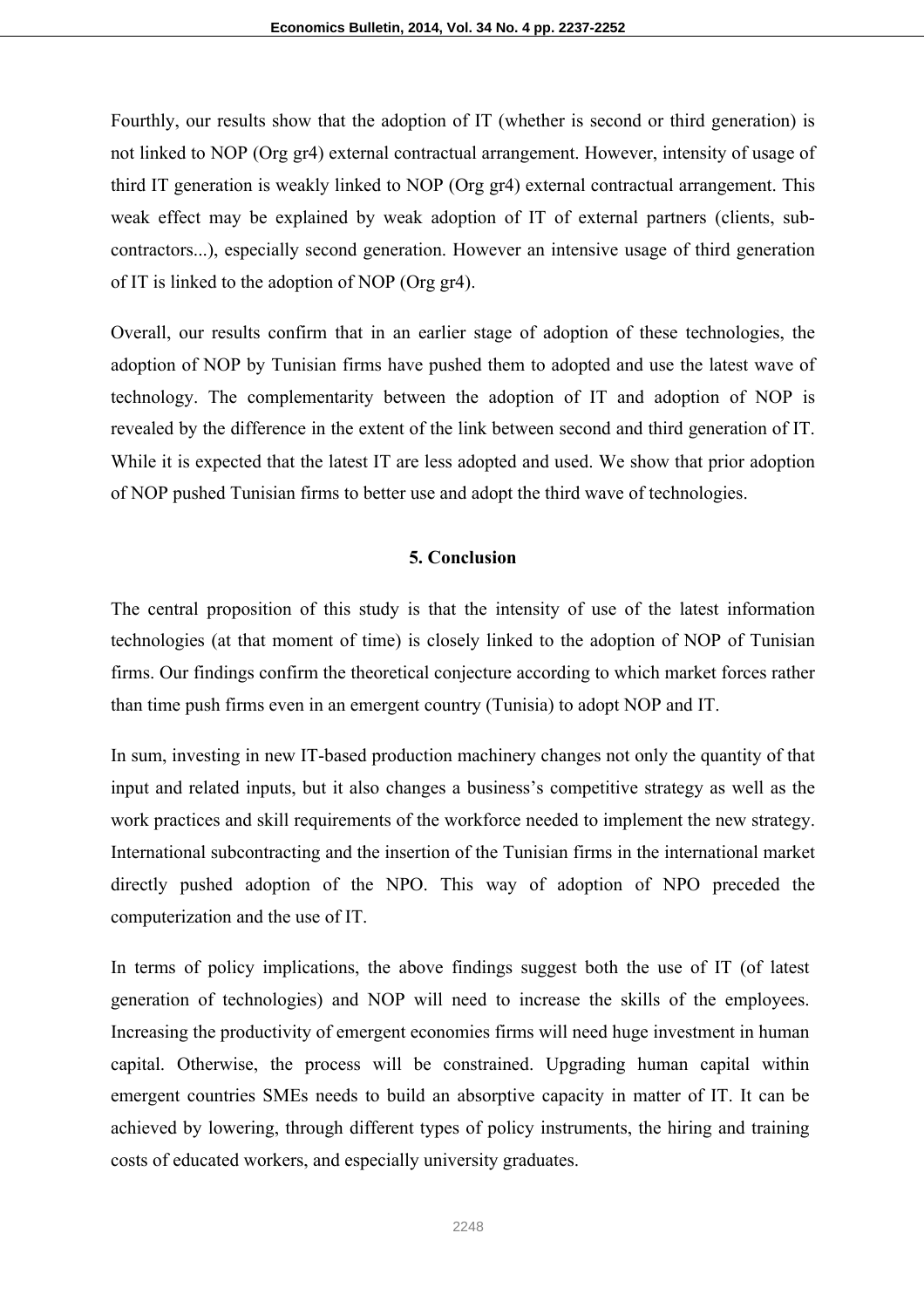Fourthly, our results show that the adoption of IT (whether is second or third generation) is not linked to NOP (Org gr4) external contractual arrangement. However, intensity of usage of third IT generation is weakly linked to NOP (Org gr4) external contractual arrangement. This weak effect may be explained by weak adoption of IT of external partners (clients, sub-contractors...), especially second generation. However an intensive usage of third generation of IT is linked to the adoption of NOP (Org gr4).

Overall, our results confirm that in an earlier stage of adoption of these technologies, the adoption of NOP by Tunisian firms have pushed them to adopted and use the latest wave of technology. The complementarity between the adoption of IT and adoption of NOP is revealed by the difference in the extent of the link between second and third generation of IT. While it is expected that the latest IT are less adopted and used. We show that prior adoption of NOP pushed Tunisian firms to better use and adopt the third wave of technologies.

## 5. Conclusion

The central proposition of this study is that the intensity of use of the latest information technologies (at that moment of time) is closely linked to the adoption of NOP of Tunisian firms. Our findings confirm the theoretical conjecture according to which market forces rather than time push firms even in an emergent country (Tunisia) to adopt NOP and IT.

In sum, investing in new IT-based production machinery changes not only the quantity of that input and related inputs, but it also changes a business's competitive strategy as well as the work practices and skill requirements of the workforce needed to implement the new strategy. International subcontracting and the insertion of the Tunisian firms in the international market directly pushed adoption of the NPO. This way of adoption of NPO preceded the computerization and the use of IT.

In terms of policy implications, the above findings suggest both the use of IT (of latest generation of technologies) and NOP will need to increase the skills of the employees. Increasing the productivity of emergent economies firms will need huge investment in human capital. Otherwise, the process will be constrained. Upgrading human capital within emergent countries SMEs needs to build an absorptive capacity in matter of IT. It can be achieved by lowering, through different types of policy instruments, the hiring and training costs of educated workers, and especially university graduates.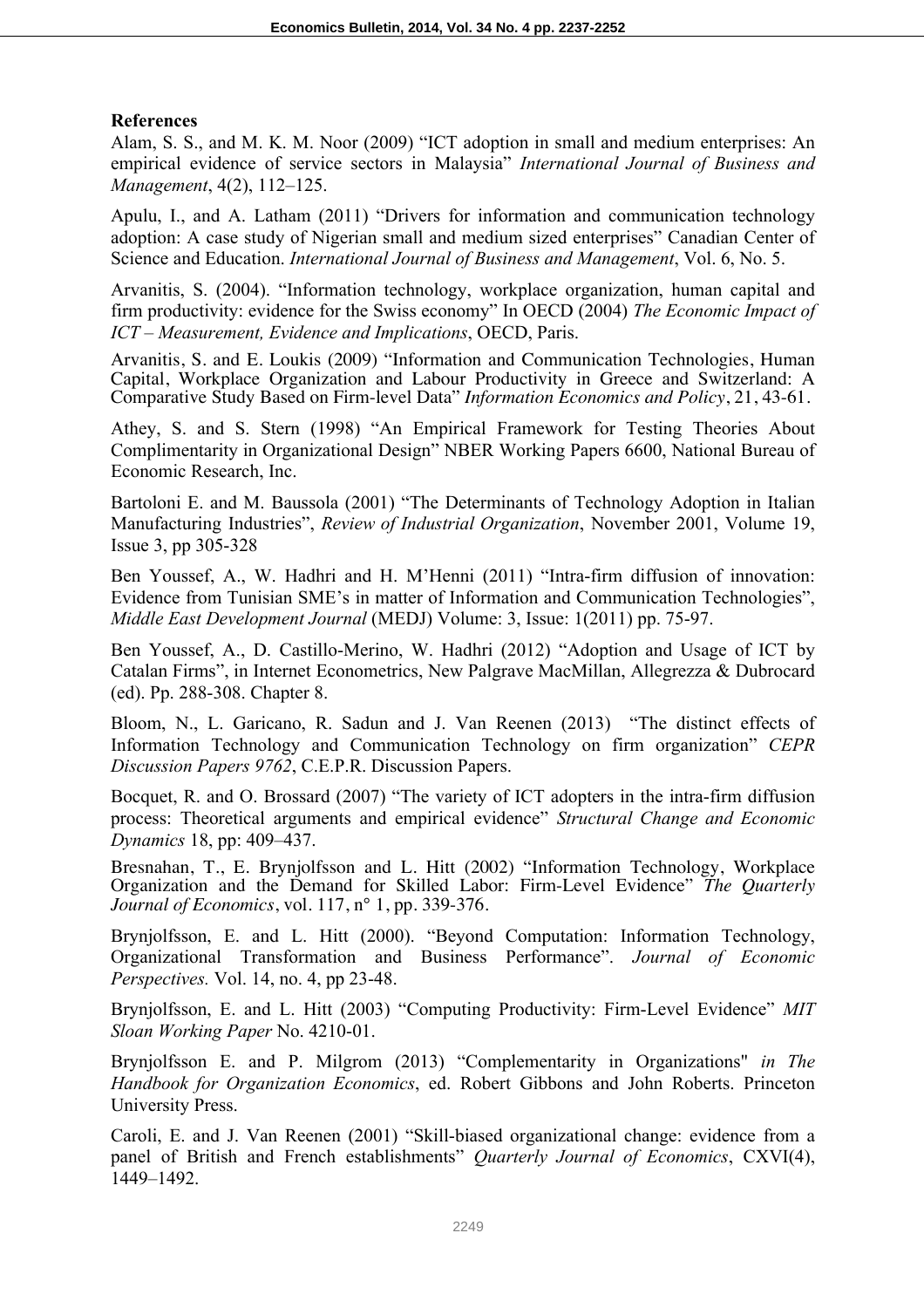## References

Alam, S. S., and M. K. M. Noor (2009) "ICT adoption in small and medium enterprises: An empirical evidence of service sectors in Malaysia" *International Journal of Business and Management*, 4(2), 112–125.

Apulu, I., and A. Latham (2011) "Drivers for information and communication technology adoption: A case study of Nigerian small and medium sized enterprises" Canadian Center of Science and Education. *International Journal of Business and Management*, Vol. 6, No. 5.

Arvanitis, S. (2004). "Information technology, workplace organization, human capital and firm productivity: evidence for the Swiss economy" In OECD (2004) *The Economic Impact of ICT – Measurement, Evidence and Implications*, OECD, Paris.

Arvanitis, S. and E. Loukis (2009) "Information and Communication Technologies, Human Capital, Workplace Organization and Labour Productivity in Greece and Switzerland: A Comparative Study Based on Firm-level Data" *Information Economics and Policy*, 21, 43-61.

Athey, S. and S. Stern (1998) "An Empirical Framework for Testing Theories About Complimentarity in Organizational Design" NBER Working Papers 6600, National Bureau of Economic Research, Inc.

Bartoloni E. and M. Baussola (2001) "The Determinants of Technology Adoption in Italian Manufacturing Industries", *Review of Industrial Organization*, November 2001, Volume 19, Issue 3, pp 305-328

Ben Youssef, A., W. Hadhri and H. M'Henni (2011) "Intra-firm diffusion of innovation: Evidence from Tunisian SME's in matter of Information and Communication Technologies", *Middle East Development Journal* (MEDJ) Volume: 3, Issue: 1(2011) pp. 75-97.

Ben Youssef, A., D. Castillo-Merino, W. Hadhri (2012) "Adoption and Usage of ICT by Catalan Firms", in Internet Econometrics, New Palgrave MacMillan, Allegrezza & Dubrocard (ed). Pp. 288-308. Chapter 8.

Bloom, N., L. Garicano, R. Sadun and J. Van Reenen (2013) "The distinct effects of Information Technology and Communication Technology on firm organization" *CEPR Discussion Papers 9762*, C.E.P.R. Discussion Papers.

Bocquet, R. and O. Brossard (2007) "The variety of ICT adopters in the intra-firm diffusion process: Theoretical arguments and empirical evidence" *Structural Change and Economic Dynamics* 18, pp: 409–437.

Bresnahan, T., E. Brynjolfsson and L. Hitt (2002) "Information Technology, Workplace Organization and the Demand for Skilled Labor: Firm-Level Evidence" *The Quarterly Journal of Economics*, vol. 117, n° 1, pp. 339-376.

Brynjolfsson, E. and L. Hitt (2000). "Beyond Computation: Information Technology, Organizational Transformation and Business Performance". *Journal of Economic Perspectives.* Vol. 14, no. 4, pp 23-48.

Brynjolfsson, E. and L. Hitt (2003) "Computing Productivity: Firm-Level Evidence" *MIT Sloan Working Paper* No. 4210-01.

Brynjolfsson E. and P. Milgrom (2013) "Complementarity in Organizations" *in The Handbook for Organization Economics*, ed. Robert Gibbons and John Roberts. Princeton University Press.

Caroli, E. and J. Van Reenen (2001) "Skill-biased organizational change: evidence from a panel of British and French establishments" *Quarterly Journal of Economics*, CXVI(4), 1449–1492.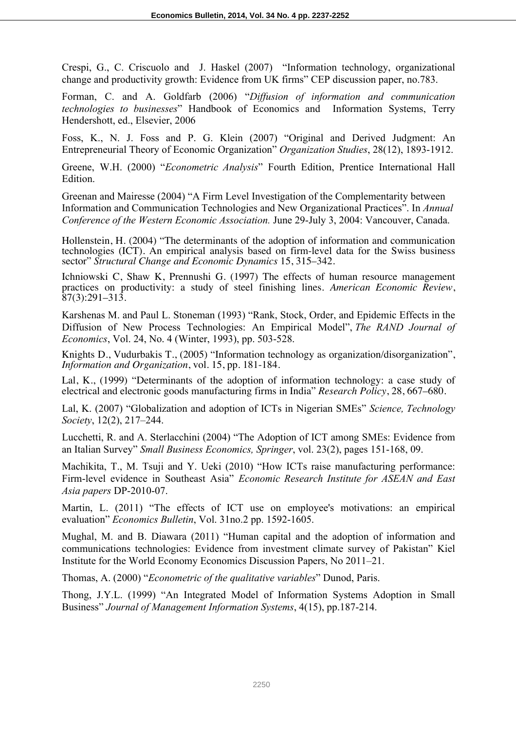Crespi, G., C. Criscuolo and J. Haskel (2007) "Information technology, organizational change and productivity growth: Evidence from UK firms" CEP discussion paper, no.783.

Forman, C. and A. Goldfarb (2006) "*Diffusion of information and communication technologies to businesses*" Handbook of Economics and Information Systems, Terry Hendershott, ed., Elsevier, 2006

Foss, K., N. J. Foss and P. G. Klein (2007) "Original and Derived Judgment: An Entrepreneurial Theory of Economic Organization" *Organization Studies*, 28(12), 1893-1912.

Greene, W.H. (2000) "*Econometric Analysis*" Fourth Edition, Prentice International Hall Edition.

Greenan and Mairesse (2004) "A Firm Level Investigation of the Complementarity between Information and Communication Technologies and New Organizational Practices". In *Annual Conference of the Western Economic Association.* June 29-July 3, 2004: Vancouver, Canada.

Hollenstein, H. (2004) "The determinants of the adoption of information and communication technologies (ICT). An empirical analysis based on firm-level data for the Swiss business sector" *Structural Change and Economic Dynamics* 15, 315–342.

Ichniowski C, Shaw K, Prennushi G. (1997) The effects of human resource management practices on productivity: a study of steel finishing lines. *American Economic Review*, 87(3):291–313.

Karshenas M. and Paul L. Stoneman (1993) "Rank, Stock, Order, and Epidemic Effects in the Diffusion of New Process Technologies: An Empirical Model", *The RAND Journal of Economics*, Vol. 24, No. 4 (Winter, 1993), pp. 503-528.

Knights D., Vudurbakis T., (2005) "Information technology as organization/disorganization", *Information and Organization*, vol. 15, pp. 181-184.

Lal, K., (1999) "Determinants of the adoption of information technology: a case study of electrical and electronic goods manufacturing firms in India" *Research Policy*, 28, 667–680.

Lal, K. (2007) "Globalization and adoption of ICTs in Nigerian SMEs" *Science, Technology Society*, 12(2), 217–244.

Lucchetti, R. and A. Sterlacchini (2004) "The Adoption of ICT among SMEs: Evidence from an Italian Survey" *Small Business Economics, Springer*, vol. 23(2), pages 151-168, 09.

Machikita, T., M. Tsuji and Y. Ueki (2010) "How ICTs raise manufacturing performance: Firm-level evidence in Southeast Asia" *Economic Research Institute for ASEAN and East Asia papers* DP-2010-07.

Martin, L. (2011) "The effects of ICT use on employee's motivations: an empirical evaluation" *Economics Bulletin*, Vol. 31no.2 pp. 1592-1605.

Mughal, M. and B. Diawara (2011) "Human capital and the adoption of information and communications technologies: Evidence from investment climate survey of Pakistan" Kiel Institute for the World Economy Economics Discussion Papers, No 2011–21.

Thomas, A. (2000) "*Econometric of the qualitative variables*" Dunod, Paris.

Thong, J.Y.L. (1999) "An Integrated Model of Information Systems Adoption in Small Business" *Journal of Management Information Systems*, 4(15), pp.187-214.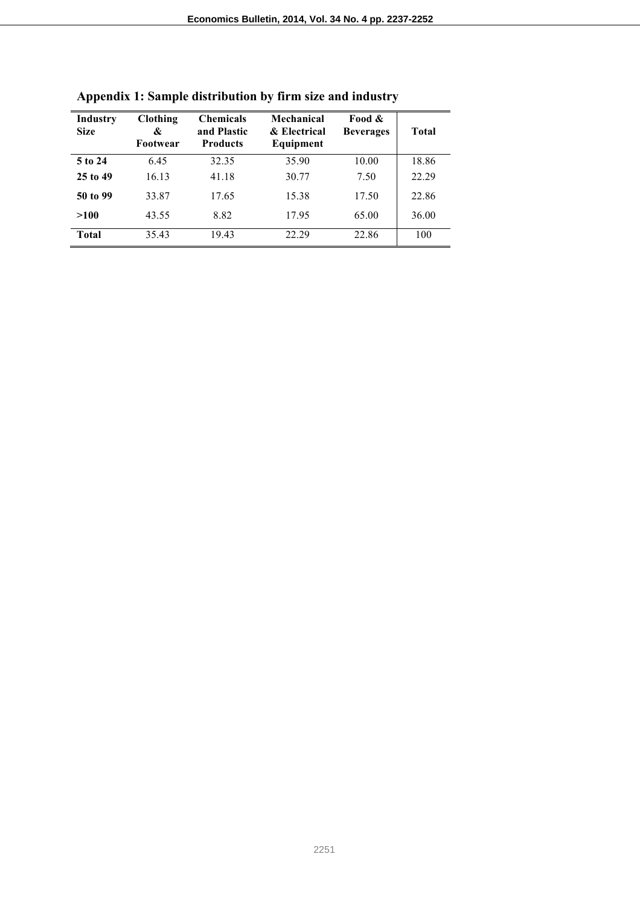## Appendix 1: Sample distribution by firm size and industry

| Industry Size | Clothing & Footwear | Chemicals and Plastic Products | Mechanical & Electrical Equipment | Food & Beverages | Total |
|---|---|---|---|---|---|
| **5 to 24** | 6.45 | 32.35 | 35.90 | 10.00 | 18.86 |
| **25 to 49** | 16.13 | 41.18 | 30.77 | 7.50 | 22.29 |
| **50 to 99** | 33.87 | 17.65 | 15.38 | 17.50 | 22.86 |
| **>100** | 43.55 | 8.82 | 17.95 | 65.00 | 36.00 |
| **Total** | 35.43 | 19.43 | 22.29 | 22.86 | 100 |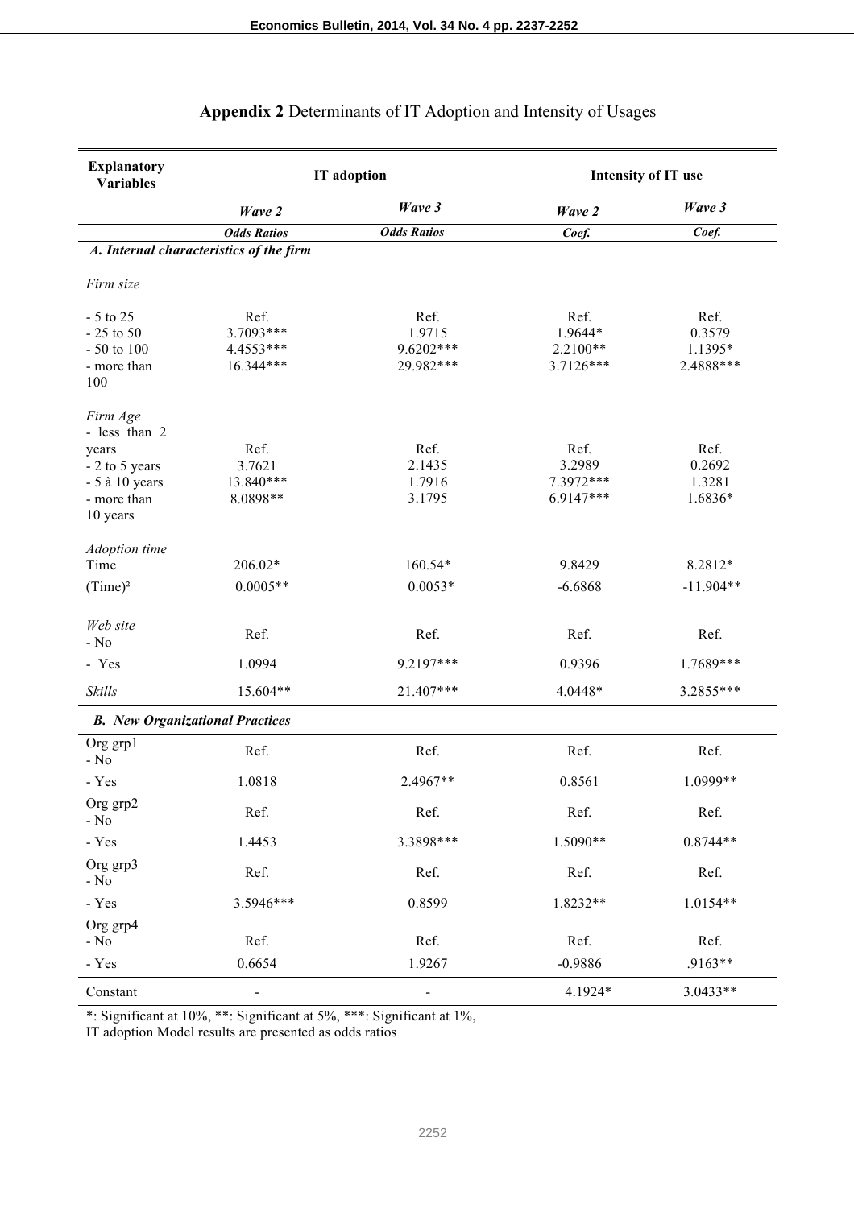## Appendix 2 Determinants of IT Adoption and Intensity of Usages

| Explanatory Variables | IT adoption | | Intensity of IT use | |
|---|---|---|---|---|
| | *Wave 2* | *Wave 3* | *Wave 2* | *Wave 3* |
| | *Odds Ratios* | *Odds Ratios* | *Coef.* | *Coef.* |
| ***A. Internal characteristics of the firm*** | | | | |
| *Firm size* | | | | |
| - 5 to 25 | Ref. | Ref. | Ref. | Ref. |
| - 25 to 50 | 3.7093*** | 1.9715 | 1.9644* | 0.3579 |
| - 50 to 100 | 4.4553*** | 9.6202*** | 2.2100** | 1.1395* |
| - more than 100 | 16.344*** | 29.982*** | 3.7126*** | 2.4888*** |
| *Firm Age* | | | | |
| - less than 2 years | Ref. | Ref. | Ref. | Ref. |
| - 2 to 5 years | 3.7621 | 2.1435 | 3.2989 | 0.2692 |
| - 5 à 10 years | 13.840*** | 1.7916 | 7.3972*** | 1.3281 |
| - more than 10 years | 8.0898** | 3.1795 | 6.9147*** | 1.6836* |
| *Adoption time* | | | | |
| Time | 206.02* | 160.54* | 9.8429 | 8.2812* |
| $(Time)^2$ | 0.0005** | 0.0053* | -6.6868 | -11.904** |
| *Web site* - No | Ref. | Ref. | Ref. | Ref. |
| - Yes | 1.0994 | 9.2197*** | 0.9396 | 1.7689*** |
| *Skills* | 15.604** | 21.407*** | 4.0448* | 3.2855*** |
| ***B. New Organizational Practices*** | | | | |
| Org grp1 - No | Ref. | Ref. | Ref. | Ref. |
| - Yes | 1.0818 | 2.4967** | 0.8561 | 1.0999** |
| Org grp2 - No | Ref. | Ref. | Ref. | Ref. |
| - Yes | 1.4453 | 3.3898*** | 1.5090** | 0.8744** |
| Org grp3 - No | Ref. | Ref. | Ref. | Ref. |
| - Yes | 3.5946*** | 0.8599 | 1.8232** | 1.0154** |
| Org grp4 - No | Ref. | Ref. | Ref. | Ref. |
| - Yes | 0.6654 | 1.9267 | -0.9886 | .9163** |
| Constant | - | - | 4.1924* | 3.0433** |

*: Significant at 10%, **: Significant at 5%, ***: Significant at 1%,
IT adoption Model results are presented as odds ratios